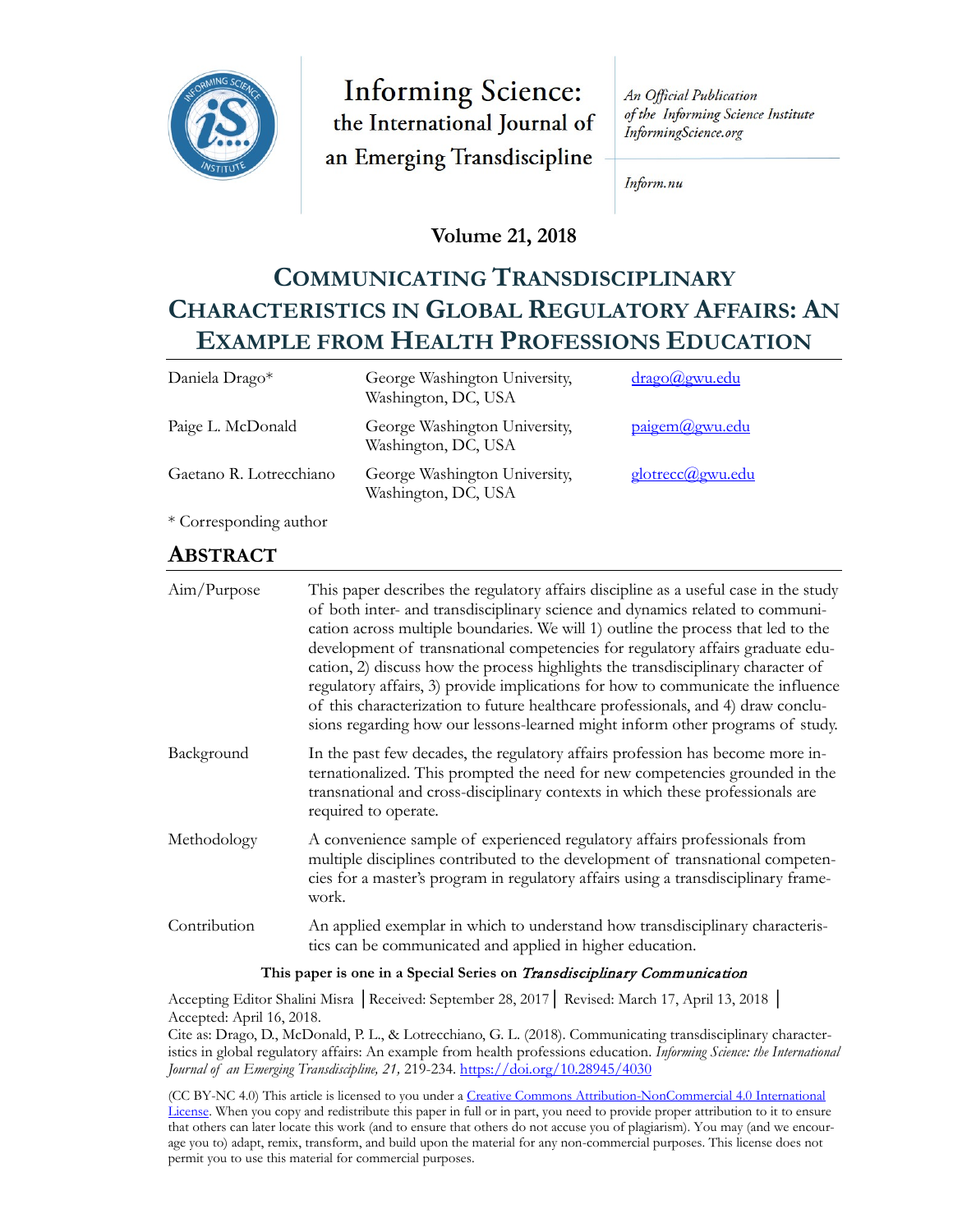Informing Science: the International Journal of an Emerging Transdiscipline

*An Official Publication of the Informing Science Institute InformingScience.org*

*Inform.nu*

**Volume 21, 2018**

# COMMUNICATING TRANSDISCIPLINARY CHARACTERISTICS IN GLOBAL REGULATORY AFFAIRS: AN EXAMPLE FROM HEALTH PROFESSIONS EDUCATION

| | | |
|---|---|---|
| Daniela Drago* | George Washington University, Washington, DC, USA | drago@gwu.edu |
| Paige L. McDonald | George Washington University, Washington, DC, USA | paigem@gwu.edu |
| Gaetano R. Lotrecchiano | George Washington University, Washington, DC, USA | glotrecc@gwu.edu |

\* Corresponding author

## ABSTRACT

| | |
|---|---|
| Aim/Purpose | This paper describes the regulatory affairs discipline as a useful case in the study of both inter- and transdisciplinary science and dynamics related to communication across multiple boundaries. We will 1) outline the process that led to the development of transnational competencies for regulatory affairs graduate education, 2) discuss how the process highlights the transdisciplinary character of regulatory affairs, 3) provide implications for how to communicate the influence of this characterization to future healthcare professionals, and 4) draw conclusions regarding how our lessons-learned might inform other programs of study. |
| Background | In the past few decades, the regulatory affairs profession has become more internationalized. This prompted the need for new competencies grounded in the transnational and cross-disciplinary contexts in which these professionals are required to operate. |
| Methodology | A convenience sample of experienced regulatory affairs professionals from multiple disciplines contributed to the development of transnational competencies for a master's program in regulatory affairs using a transdisciplinary framework. |
| Contribution | An applied exemplar in which to understand how transdisciplinary characteristics can be communicated and applied in higher education. |

**This paper is one in a Special Series on *Transdisciplinary Communication***

Accepting Editor Shalini Misra │Received: September 28, 2017│ Revised: March 17, April 13, 2018 │ Accepted: April 16, 2018.

Cite as: Drago, D., McDonald, P. L., & Lotrecchiano, G. L. (2018). Communicating transdisciplinary characteristics in global regulatory affairs: An example from health professions education. *Informing Science: the International Journal of an Emerging Transdiscipline, 21,* 219-234. https://doi.org/10.28945/4030

(CC BY-NC 4.0) This article is licensed to you under a Creative Commons Attribution-NonCommercial 4.0 International License. When you copy and redistribute this paper in full or in part, you need to provide proper attribution to it to ensure that others can later locate this work (and to ensure that others do not accuse you of plagiarism). You may (and we encourage you to) adapt, remix, transform, and build upon the material for any non-commercial purposes. This license does not permit you to use this material for commercial purposes.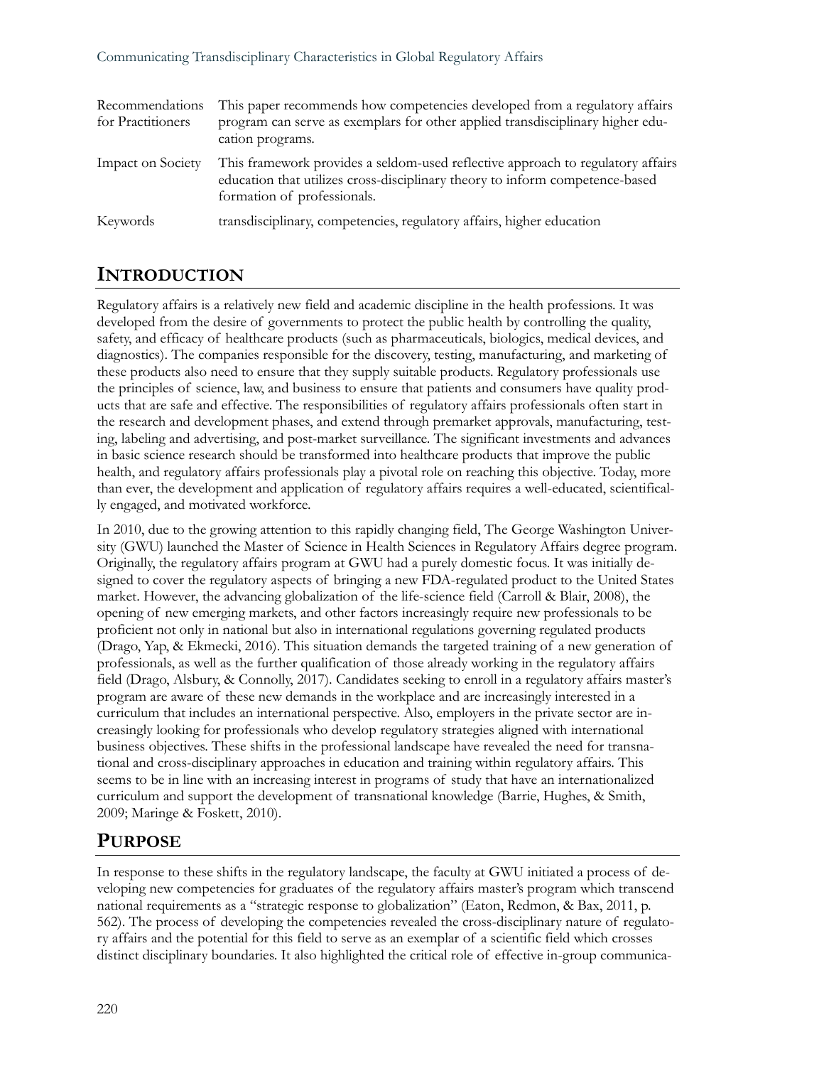| | |
|---|---|
| Recommendations for Practitioners | This paper recommends how competencies developed from a regulatory affairs program can serve as exemplars for other applied transdisciplinary higher education programs. |
| Impact on Society | This framework provides a seldom-used reflective approach to regulatory affairs education that utilizes cross-disciplinary theory to inform competence-based formation of professionals. |
| Keywords | transdisciplinary, competencies, regulatory affairs, higher education |

## INTRODUCTION

Regulatory affairs is a relatively new field and academic discipline in the health professions. It was developed from the desire of governments to protect the public health by controlling the quality, safety, and efficacy of healthcare products (such as pharmaceuticals, biologics, medical devices, and diagnostics). The companies responsible for the discovery, testing, manufacturing, and marketing of these products also need to ensure that they supply suitable products. Regulatory professionals use the principles of science, law, and business to ensure that patients and consumers have quality products that are safe and effective. The responsibilities of regulatory affairs professionals often start in the research and development phases, and extend through premarket approvals, manufacturing, testing, labeling and advertising, and post-market surveillance. The significant investments and advances in basic science research should be transformed into healthcare products that improve the public health, and regulatory affairs professionals play a pivotal role on reaching this objective. Today, more than ever, the development and application of regulatory affairs requires a well-educated, scientifically engaged, and motivated workforce.

In 2010, due to the growing attention to this rapidly changing field, The George Washington University (GWU) launched the Master of Science in Health Sciences in Regulatory Affairs degree program. Originally, the regulatory affairs program at GWU had a purely domestic focus. It was initially designed to cover the regulatory aspects of bringing a new FDA-regulated product to the United States market. However, the advancing globalization of the life-science field (Carroll & Blair, 2008), the opening of new emerging markets, and other factors increasingly require new professionals to be proficient not only in national but also in international regulations governing regulated products (Drago, Yap, & Ekmecki, 2016). This situation demands the targeted training of a new generation of professionals, as well as the further qualification of those already working in the regulatory affairs field (Drago, Alsbury, & Connolly, 2017). Candidates seeking to enroll in a regulatory affairs master's program are aware of these new demands in the workplace and are increasingly interested in a curriculum that includes an international perspective. Also, employers in the private sector are increasingly looking for professionals who develop regulatory strategies aligned with international business objectives. These shifts in the professional landscape have revealed the need for transnational and cross-disciplinary approaches in education and training within regulatory affairs. This seems to be in line with an increasing interest in programs of study that have an internationalized curriculum and support the development of transnational knowledge (Barrie, Hughes, & Smith, 2009; Maringe & Foskett, 2010).

## PURPOSE

In response to these shifts in the regulatory landscape, the faculty at GWU initiated a process of developing new competencies for graduates of the regulatory affairs master's program which transcend national requirements as a "strategic response to globalization" (Eaton, Redmon, & Bax, 2011, p. 562). The process of developing the competencies revealed the cross-disciplinary nature of regulatory affairs and the potential for this field to serve as an exemplar of a scientific field which crosses distinct disciplinary boundaries. It also highlighted the critical role of effective in-group communica-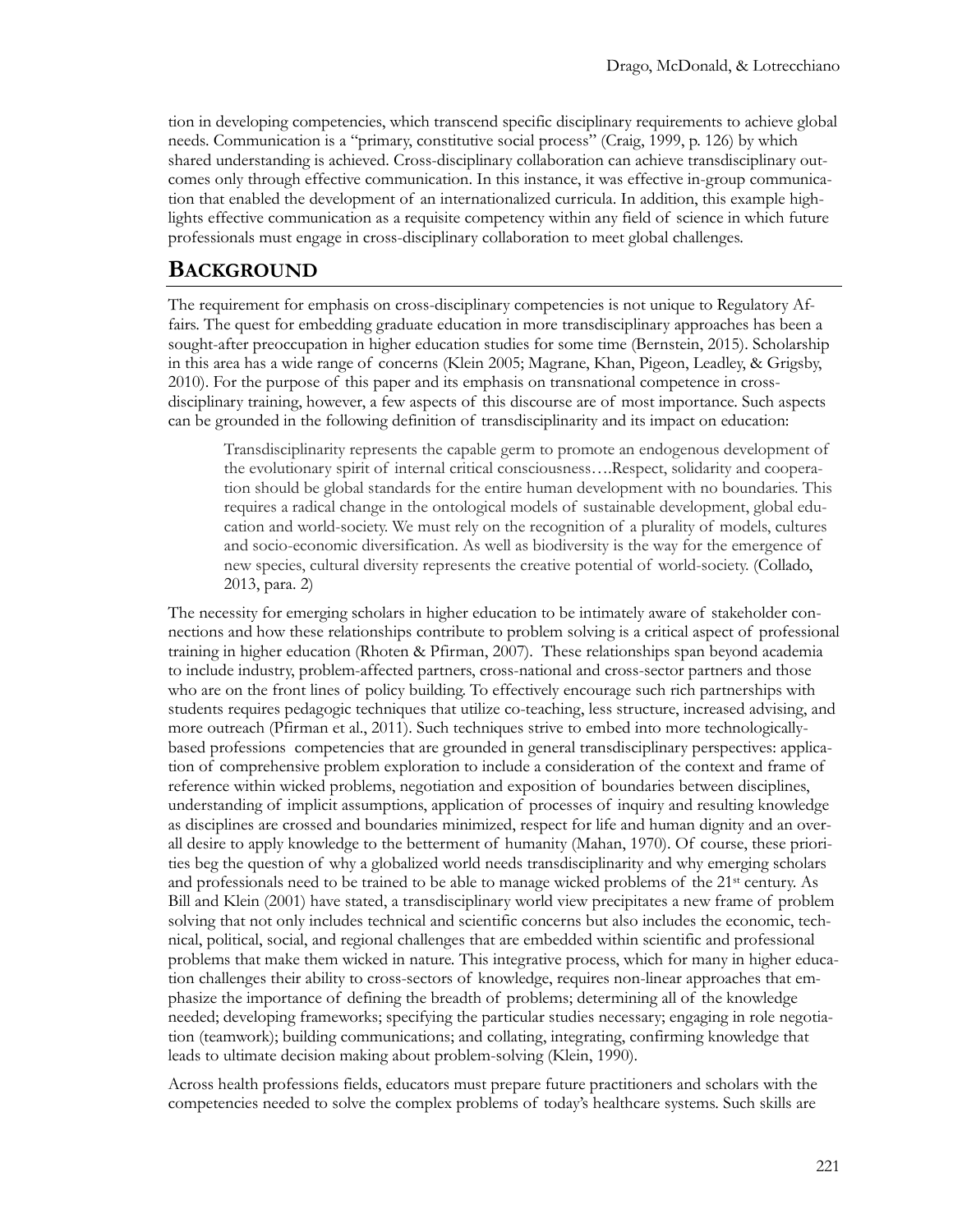tion in developing competencies, which transcend specific disciplinary requirements to achieve global needs. Communication is a "primary, constitutive social process" (Craig, 1999, p. 126) by which shared understanding is achieved. Cross-disciplinary collaboration can achieve transdisciplinary outcomes only through effective communication. In this instance, it was effective in-group communication that enabled the development of an internationalized curricula. In addition, this example highlights effective communication as a requisite competency within any field of science in which future professionals must engage in cross-disciplinary collaboration to meet global challenges.

## BACKGROUND

The requirement for emphasis on cross-disciplinary competencies is not unique to Regulatory Affairs. The quest for embedding graduate education in more transdisciplinary approaches has been a sought-after preoccupation in higher education studies for some time (Bernstein, 2015). Scholarship in this area has a wide range of concerns (Klein 2005; Magrane, Khan, Pigeon, Leadley, & Grigsby, 2010). For the purpose of this paper and its emphasis on transnational competence in cross-disciplinary training, however, a few aspects of this discourse are of most importance. Such aspects can be grounded in the following definition of transdisciplinarity and its impact on education:

> Transdisciplinarity represents the capable germ to promote an endogenous development of the evolutionary spirit of internal critical consciousness….Respect, solidarity and cooperation should be global standards for the entire human development with no boundaries. This requires a radical change in the ontological models of sustainable development, global education and world-society. We must rely on the recognition of a plurality of models, cultures and socio-economic diversification. As well as biodiversity is the way for the emergence of new species, cultural diversity represents the creative potential of world-society. (Collado, 2013, para. 2)

The necessity for emerging scholars in higher education to be intimately aware of stakeholder connections and how these relationships contribute to problem solving is a critical aspect of professional training in higher education (Rhoten & Pfirman, 2007). These relationships span beyond academia to include industry, problem-affected partners, cross-national and cross-sector partners and those who are on the front lines of policy building. To effectively encourage such rich partnerships with students requires pedagogic techniques that utilize co-teaching, less structure, increased advising, and more outreach (Pfirman et al., 2011). Such techniques strive to embed into more technologically-based professions competencies that are grounded in general transdisciplinary perspectives: application of comprehensive problem exploration to include a consideration of the context and frame of reference within wicked problems, negotiation and exposition of boundaries between disciplines, understanding of implicit assumptions, application of processes of inquiry and resulting knowledge as disciplines are crossed and boundaries minimized, respect for life and human dignity and an overall desire to apply knowledge to the betterment of humanity (Mahan, 1970). Of course, these priorities beg the question of why a globalized world needs transdisciplinarity and why emerging scholars and professionals need to be trained to be able to manage wicked problems of the 21st century. As Bill and Klein (2001) have stated, a transdisciplinary world view precipitates a new frame of problem solving that not only includes technical and scientific concerns but also includes the economic, technical, political, social, and regional challenges that are embedded within scientific and professional problems that make them wicked in nature. This integrative process, which for many in higher education challenges their ability to cross-sectors of knowledge, requires non-linear approaches that emphasize the importance of defining the breadth of problems; determining all of the knowledge needed; developing frameworks; specifying the particular studies necessary; engaging in role negotiation (teamwork); building communications; and collating, integrating, confirming knowledge that leads to ultimate decision making about problem-solving (Klein, 1990).

Across health professions fields, educators must prepare future practitioners and scholars with the competencies needed to solve the complex problems of today's healthcare systems. Such skills are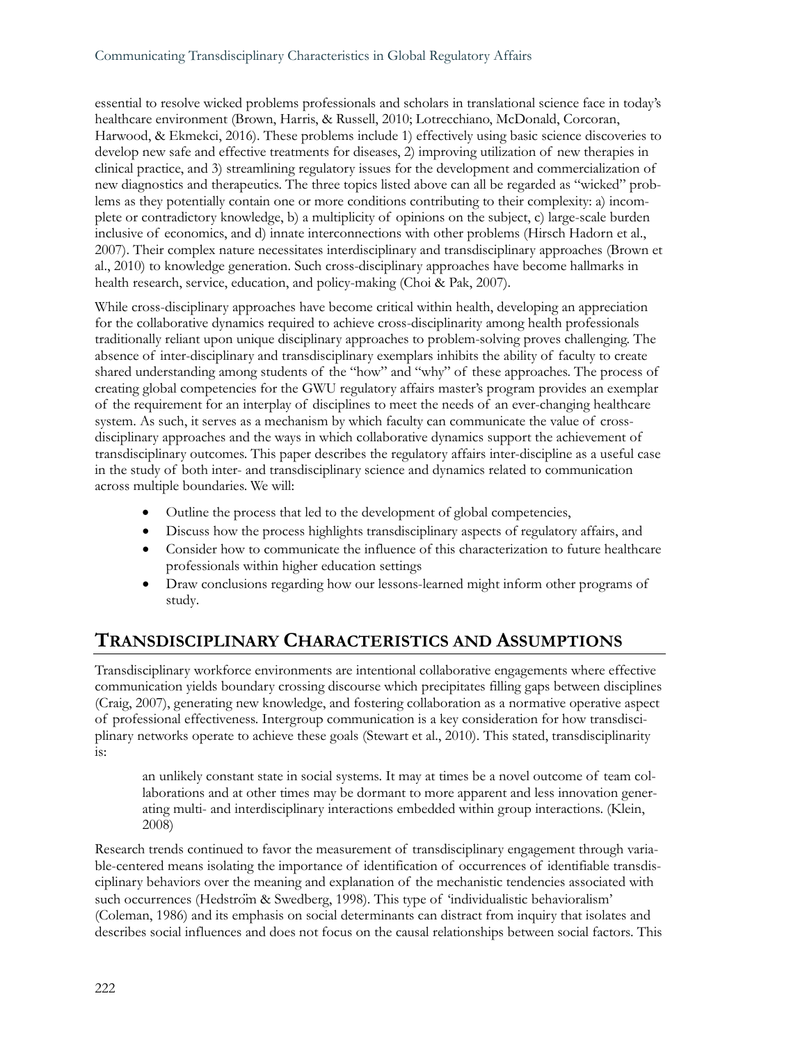essential to resolve wicked problems professionals and scholars in translational science face in today's healthcare environment (Brown, Harris, & Russell, 2010; Lotrecchiano, McDonald, Corcoran, Harwood, & Ekmekci, 2016). These problems include 1) effectively using basic science discoveries to develop new safe and effective treatments for diseases, 2) improving utilization of new therapies in clinical practice, and 3) streamlining regulatory issues for the development and commercialization of new diagnostics and therapeutics. The three topics listed above can all be regarded as "wicked" problems as they potentially contain one or more conditions contributing to their complexity: a) incomplete or contradictory knowledge, b) a multiplicity of opinions on the subject, c) large-scale burden inclusive of economics, and d) innate interconnections with other problems (Hirsch Hadorn et al., 2007). Their complex nature necessitates interdisciplinary and transdisciplinary approaches (Brown et al., 2010) to knowledge generation. Such cross-disciplinary approaches have become hallmarks in health research, service, education, and policy-making (Choi & Pak, 2007).

While cross-disciplinary approaches have become critical within health, developing an appreciation for the collaborative dynamics required to achieve cross-disciplinarity among health professionals traditionally reliant upon unique disciplinary approaches to problem-solving proves challenging. The absence of inter-disciplinary and transdisciplinary exemplars inhibits the ability of faculty to create shared understanding among students of the "how" and "why" of these approaches. The process of creating global competencies for the GWU regulatory affairs master's program provides an exemplar of the requirement for an interplay of disciplines to meet the needs of an ever-changing healthcare system. As such, it serves as a mechanism by which faculty can communicate the value of cross-disciplinary approaches and the ways in which collaborative dynamics support the achievement of transdisciplinary outcomes. This paper describes the regulatory affairs inter-discipline as a useful case in the study of both inter- and transdisciplinary science and dynamics related to communication across multiple boundaries. We will:

- Outline the process that led to the development of global competencies,
- Discuss how the process highlights transdisciplinary aspects of regulatory affairs, and
- Consider how to communicate the influence of this characterization to future healthcare professionals within higher education settings
- Draw conclusions regarding how our lessons-learned might inform other programs of study.

## Transdisciplinary Characteristics and Assumptions

Transdisciplinary workforce environments are intentional collaborative engagements where effective communication yields boundary crossing discourse which precipitates filling gaps between disciplines (Craig, 2007), generating new knowledge, and fostering collaboration as a normative operative aspect of professional effectiveness. Intergroup communication is a key consideration for how transdisciplinary networks operate to achieve these goals (Stewart et al., 2010). This stated, transdisciplinarity is:

> an unlikely constant state in social systems. It may at times be a novel outcome of team collaborations and at other times may be dormant to more apparent and less innovation generating multi- and interdisciplinary interactions embedded within group interactions. (Klein, 2008)

Research trends continued to favor the measurement of transdisciplinary engagement through variable-centered means isolating the importance of identification of occurrences of identifiable transdisciplinary behaviors over the meaning and explanation of the mechanistic tendencies associated with such occurrences (Hedström & Swedberg, 1998). This type of 'individualistic behavioralism' (Coleman, 1986) and its emphasis on social determinants can distract from inquiry that isolates and describes social influences and does not focus on the causal relationships between social factors. This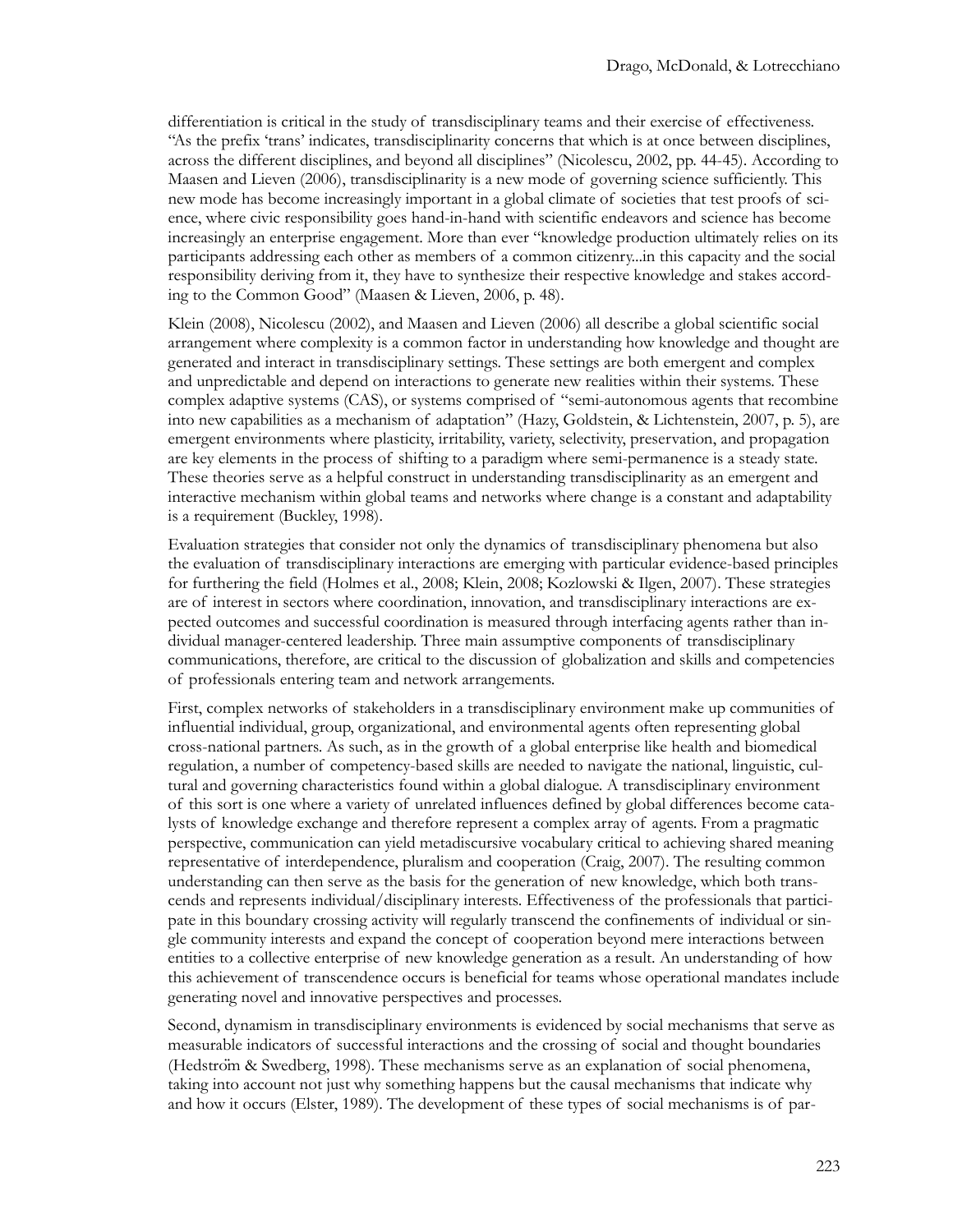differentiation is critical in the study of transdisciplinary teams and their exercise of effectiveness. "As the prefix 'trans' indicates, transdisciplinarity concerns that which is at once between disciplines, across the different disciplines, and beyond all disciplines" (Nicolescu, 2002, pp. 44-45). According to Maasen and Lieven (2006), transdisciplinarity is a new mode of governing science sufficiently. This new mode has become increasingly important in a global climate of societies that test proofs of science, where civic responsibility goes hand-in-hand with scientific endeavors and science has become increasingly an enterprise engagement. More than ever "knowledge production ultimately relies on its participants addressing each other as members of a common citizenry...in this capacity and the social responsibility deriving from it, they have to synthesize their respective knowledge and stakes according to the Common Good" (Maasen & Lieven, 2006, p. 48).

Klein (2008), Nicolescu (2002), and Maasen and Lieven (2006) all describe a global scientific social arrangement where complexity is a common factor in understanding how knowledge and thought are generated and interact in transdisciplinary settings. These settings are both emergent and complex and unpredictable and depend on interactions to generate new realities within their systems. These complex adaptive systems (CAS), or systems comprised of "semi-autonomous agents that recombine into new capabilities as a mechanism of adaptation" (Hazy, Goldstein, & Lichtenstein, 2007, p. 5), are emergent environments where plasticity, irritability, variety, selectivity, preservation, and propagation are key elements in the process of shifting to a paradigm where semi-permanence is a steady state. These theories serve as a helpful construct in understanding transdisciplinarity as an emergent and interactive mechanism within global teams and networks where change is a constant and adaptability is a requirement (Buckley, 1998).

Evaluation strategies that consider not only the dynamics of transdisciplinary phenomena but also the evaluation of transdisciplinary interactions are emerging with particular evidence-based principles for furthering the field (Holmes et al., 2008; Klein, 2008; Kozlowski & Ilgen, 2007). These strategies are of interest in sectors where coordination, innovation, and transdisciplinary interactions are expected outcomes and successful coordination is measured through interfacing agents rather than individual manager-centered leadership. Three main assumptive components of transdisciplinary communications, therefore, are critical to the discussion of globalization and skills and competencies of professionals entering team and network arrangements.

First, complex networks of stakeholders in a transdisciplinary environment make up communities of influential individual, group, organizational, and environmental agents often representing global cross-national partners. As such, as in the growth of a global enterprise like health and biomedical regulation, a number of competency-based skills are needed to navigate the national, linguistic, cultural and governing characteristics found within a global dialogue. A transdisciplinary environment of this sort is one where a variety of unrelated influences defined by global differences become catalysts of knowledge exchange and therefore represent a complex array of agents. From a pragmatic perspective, communication can yield metadiscursive vocabulary critical to achieving shared meaning representative of interdependence, pluralism and cooperation (Craig, 2007). The resulting common understanding can then serve as the basis for the generation of new knowledge, which both transcends and represents individual/disciplinary interests. Effectiveness of the professionals that participate in this boundary crossing activity will regularly transcend the confinements of individual or single community interests and expand the concept of cooperation beyond mere interactions between entities to a collective enterprise of new knowledge generation as a result. An understanding of how this achievement of transcendence occurs is beneficial for teams whose operational mandates include generating novel and innovative perspectives and processes.

Second, dynamism in transdisciplinary environments is evidenced by social mechanisms that serve as measurable indicators of successful interactions and the crossing of social and thought boundaries (Hedström & Swedberg, 1998). These mechanisms serve as an explanation of social phenomena, taking into account not just why something happens but the causal mechanisms that indicate why and how it occurs (Elster, 1989). The development of these types of social mechanisms is of par-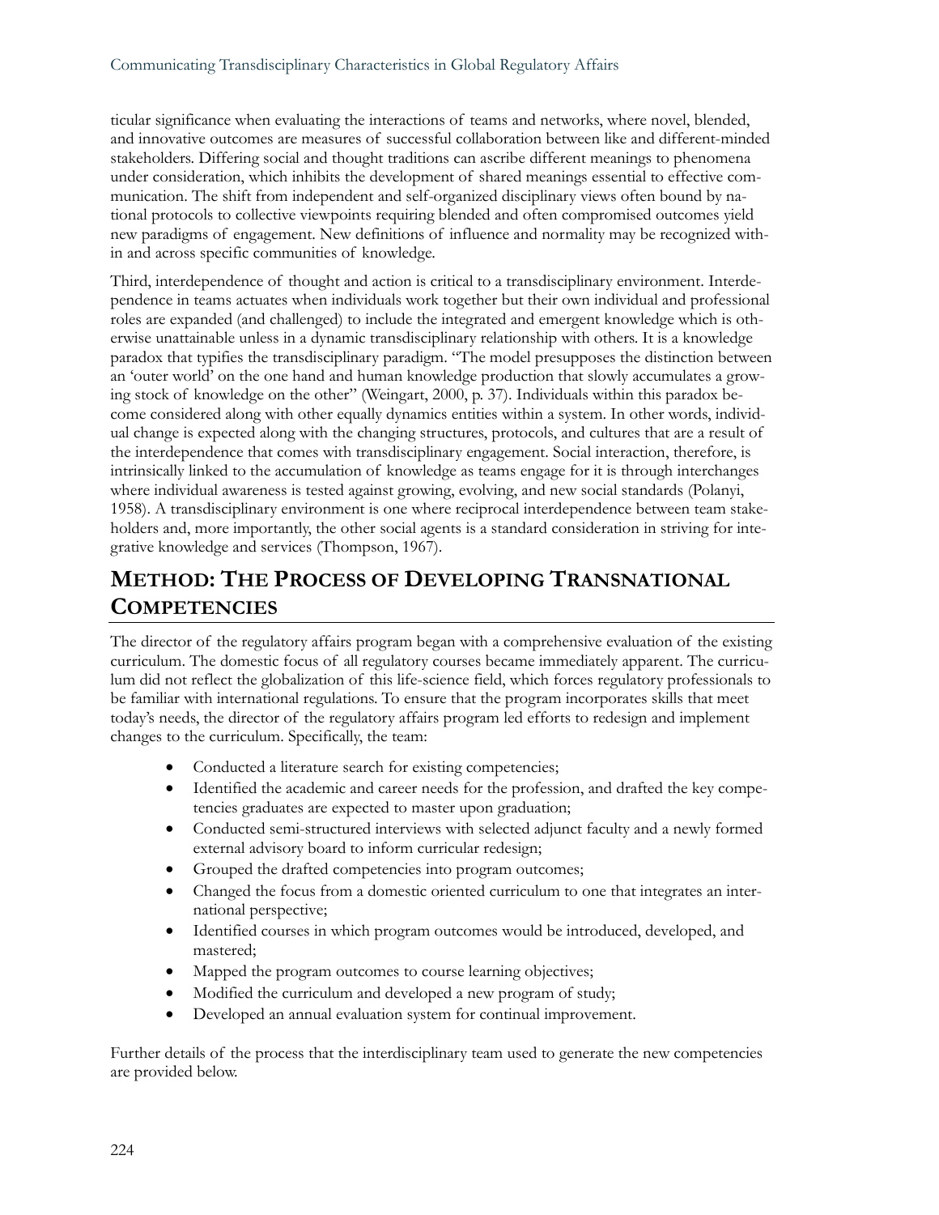ticular significance when evaluating the interactions of teams and networks, where novel, blended, and innovative outcomes are measures of successful collaboration between like and different-minded stakeholders. Differing social and thought traditions can ascribe different meanings to phenomena under consideration, which inhibits the development of shared meanings essential to effective communication. The shift from independent and self-organized disciplinary views often bound by national protocols to collective viewpoints requiring blended and often compromised outcomes yield new paradigms of engagement. New definitions of influence and normality may be recognized within and across specific communities of knowledge.

Third, interdependence of thought and action is critical to a transdisciplinary environment. Interdependence in teams actuates when individuals work together but their own individual and professional roles are expanded (and challenged) to include the integrated and emergent knowledge which is otherwise unattainable unless in a dynamic transdisciplinary relationship with others. It is a knowledge paradox that typifies the transdisciplinary paradigm. "The model presupposes the distinction between an 'outer world' on the one hand and human knowledge production that slowly accumulates a growing stock of knowledge on the other" (Weingart, 2000, p. 37). Individuals within this paradox become considered along with other equally dynamics entities within a system. In other words, individual change is expected along with the changing structures, protocols, and cultures that are a result of the interdependence that comes with transdisciplinary engagement. Social interaction, therefore, is intrinsically linked to the accumulation of knowledge as teams engage for it is through interchanges where individual awareness is tested against growing, evolving, and new social standards (Polanyi, 1958). A transdisciplinary environment is one where reciprocal interdependence between team stakeholders and, more importantly, the other social agents is a standard consideration in striving for integrative knowledge and services (Thompson, 1967).

## Method: The Process of Developing Transnational Competencies

The director of the regulatory affairs program began with a comprehensive evaluation of the existing curriculum. The domestic focus of all regulatory courses became immediately apparent. The curriculum did not reflect the globalization of this life-science field, which forces regulatory professionals to be familiar with international regulations. To ensure that the program incorporates skills that meet today's needs, the director of the regulatory affairs program led efforts to redesign and implement changes to the curriculum. Specifically, the team:

- Conducted a literature search for existing competencies;
- Identified the academic and career needs for the profession, and drafted the key competencies graduates are expected to master upon graduation;
- Conducted semi-structured interviews with selected adjunct faculty and a newly formed external advisory board to inform curricular redesign;
- Grouped the drafted competencies into program outcomes;
- Changed the focus from a domestic oriented curriculum to one that integrates an international perspective;
- Identified courses in which program outcomes would be introduced, developed, and mastered;
- Mapped the program outcomes to course learning objectives;
- Modified the curriculum and developed a new program of study;
- Developed an annual evaluation system for continual improvement.

Further details of the process that the interdisciplinary team used to generate the new competencies are provided below.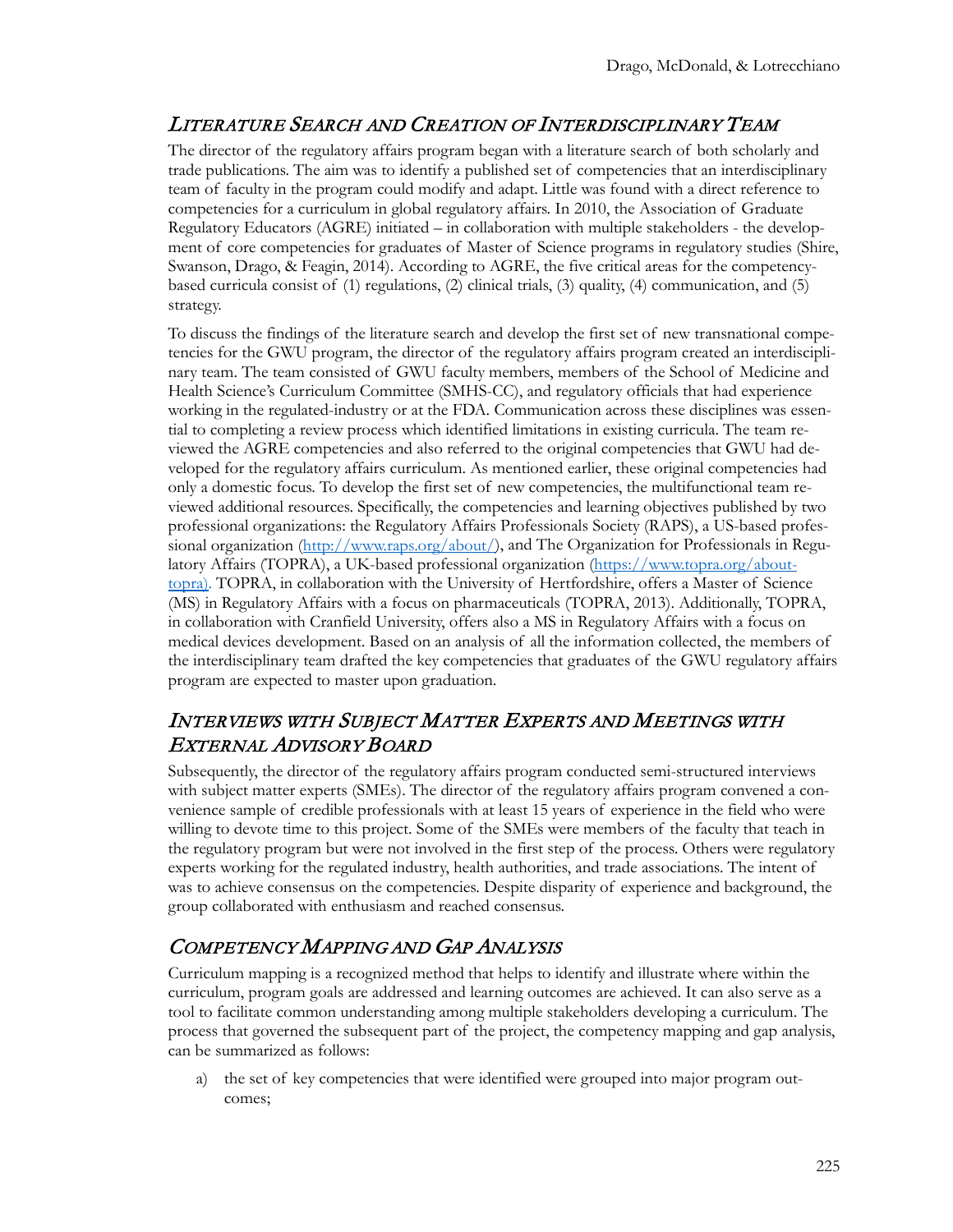## Literature Search and Creation of Interdisciplinary Team

The director of the regulatory affairs program began with a literature search of both scholarly and trade publications. The aim was to identify a published set of competencies that an interdisciplinary team of faculty in the program could modify and adapt. Little was found with a direct reference to competencies for a curriculum in global regulatory affairs. In 2010, the Association of Graduate Regulatory Educators (AGRE) initiated – in collaboration with multiple stakeholders - the development of core competencies for graduates of Master of Science programs in regulatory studies (Shire, Swanson, Drago, & Feagin, 2014). According to AGRE, the five critical areas for the competency-based curricula consist of (1) regulations, (2) clinical trials, (3) quality, (4) communication, and (5) strategy.

To discuss the findings of the literature search and develop the first set of new transnational competencies for the GWU program, the director of the regulatory affairs program created an interdisciplinary team. The team consisted of GWU faculty members, members of the School of Medicine and Health Science's Curriculum Committee (SMHS-CC), and regulatory officials that had experience working in the regulated-industry or at the FDA. Communication across these disciplines was essential to completing a review process which identified limitations in existing curricula. The team reviewed the AGRE competencies and also referred to the original competencies that GWU had developed for the regulatory affairs curriculum. As mentioned earlier, these original competencies had only a domestic focus. To develop the first set of new competencies, the multifunctional team reviewed additional resources. Specifically, the competencies and learning objectives published by two professional organizations: the Regulatory Affairs Professionals Society (RAPS), a US-based professional organization (http://www.raps.org/about/), and The Organization for Professionals in Regulatory Affairs (TOPRA), a UK-based professional organization (https://www.topra.org/about-topra). TOPRA, in collaboration with the University of Hertfordshire, offers a Master of Science (MS) in Regulatory Affairs with a focus on pharmaceuticals (TOPRA, 2013). Additionally, TOPRA, in collaboration with Cranfield University, offers also a MS in Regulatory Affairs with a focus on medical devices development. Based on an analysis of all the information collected, the members of the interdisciplinary team drafted the key competencies that graduates of the GWU regulatory affairs program are expected to master upon graduation.

## Interviews with Subject Matter Experts and Meetings with External Advisory Board

Subsequently, the director of the regulatory affairs program conducted semi-structured interviews with subject matter experts (SMEs). The director of the regulatory affairs program convened a convenience sample of credible professionals with at least 15 years of experience in the field who were willing to devote time to this project. Some of the SMEs were members of the faculty that teach in the regulatory program but were not involved in the first step of the process. Others were regulatory experts working for the regulated industry, health authorities, and trade associations. The intent of was to achieve consensus on the competencies. Despite disparity of experience and background, the group collaborated with enthusiasm and reached consensus.

## Competency Mapping and Gap Analysis

Curriculum mapping is a recognized method that helps to identify and illustrate where within the curriculum, program goals are addressed and learning outcomes are achieved. It can also serve as a tool to facilitate common understanding among multiple stakeholders developing a curriculum. The process that governed the subsequent part of the project, the competency mapping and gap analysis, can be summarized as follows:

a) the set of key competencies that were identified were grouped into major program outcomes;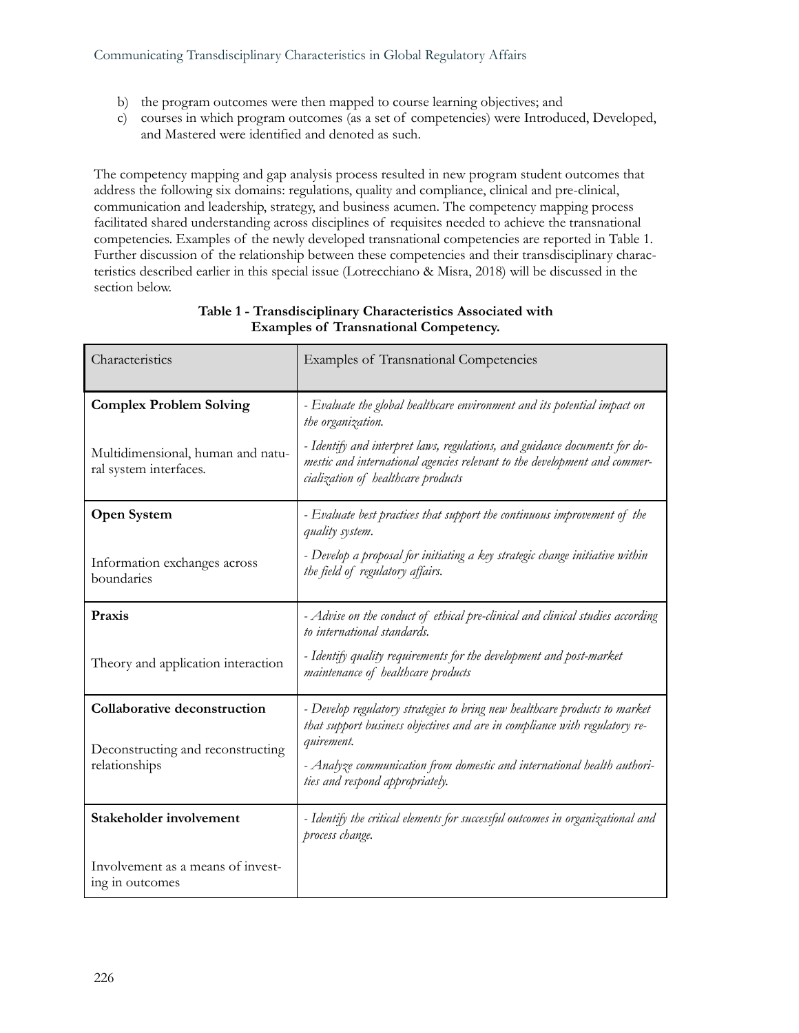b) the program outcomes were then mapped to course learning objectives; and
c) courses in which program outcomes (as a set of competencies) were Introduced, Developed, and Mastered were identified and denoted as such.

The competency mapping and gap analysis process resulted in new program student outcomes that address the following six domains: regulations, quality and compliance, clinical and pre-clinical, communication and leadership, strategy, and business acumen. The competency mapping process facilitated shared understanding across disciplines of requisites needed to achieve the transnational competencies. Examples of the newly developed transnational competencies are reported in Table 1. Further discussion of the relationship between these competencies and their transdisciplinary characteristics described earlier in this special issue (Lotrecchiano & Misra, 2018) will be discussed in the section below.

**Table 1 - Transdisciplinary Characteristics Associated with Examples of Transnational Competency.**

| Characteristics | Examples of Transnational Competencies |
|---|---|
| **Complex Problem Solving**<br><br>Multidimensional, human and natural system interfaces. | *- Evaluate the global healthcare environment and its potential impact on the organization.*<br><br>*- Identify and interpret laws, regulations, and guidance documents for domestic and international agencies relevant to the development and commercialization of healthcare products* |
| **Open System**<br><br>Information exchanges across boundaries | *- Evaluate best practices that support the continuous improvement of the quality system.*<br><br>*- Develop a proposal for initiating a key strategic change initiative within the field of regulatory affairs.* |
| **Praxis**<br><br>Theory and application interaction | *- Advise on the conduct of ethical pre-clinical and clinical studies according to international standards.*<br><br>*- Identify quality requirements for the development and post-market maintenance of healthcare products* |
| **Collaborative deconstruction**<br><br>Deconstructing and reconstructing relationships | *- Develop regulatory strategies to bring new healthcare products to market that support business objectives and are in compliance with regulatory requirement.*<br><br>*- Analyze communication from domestic and international health authorities and respond appropriately.* |
| **Stakeholder involvement**<br><br>Involvement as a means of investing in outcomes | *- Identify the critical elements for successful outcomes in organizational and process change.* |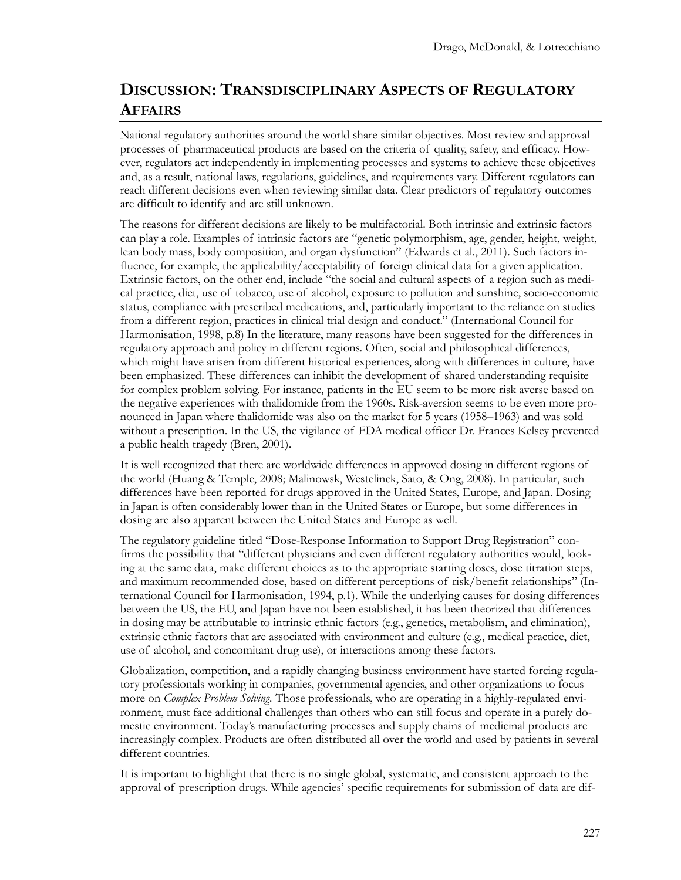## DISCUSSION: TRANSDISCIPLINARY ASPECTS OF REGULATORY AFFAIRS

National regulatory authorities around the world share similar objectives. Most review and approval processes of pharmaceutical products are based on the criteria of quality, safety, and efficacy. However, regulators act independently in implementing processes and systems to achieve these objectives and, as a result, national laws, regulations, guidelines, and requirements vary. Different regulators can reach different decisions even when reviewing similar data. Clear predictors of regulatory outcomes are difficult to identify and are still unknown.

The reasons for different decisions are likely to be multifactorial. Both intrinsic and extrinsic factors can play a role. Examples of intrinsic factors are "genetic polymorphism, age, gender, height, weight, lean body mass, body composition, and organ dysfunction" (Edwards et al., 2011). Such factors influence, for example, the applicability/acceptability of foreign clinical data for a given application. Extrinsic factors, on the other end, include "the social and cultural aspects of a region such as medical practice, diet, use of tobacco, use of alcohol, exposure to pollution and sunshine, socio-economic status, compliance with prescribed medications, and, particularly important to the reliance on studies from a different region, practices in clinical trial design and conduct." (International Council for Harmonisation, 1998, p.8) In the literature, many reasons have been suggested for the differences in regulatory approach and policy in different regions. Often, social and philosophical differences, which might have arisen from different historical experiences, along with differences in culture, have been emphasized. These differences can inhibit the development of shared understanding requisite for complex problem solving. For instance, patients in the EU seem to be more risk averse based on the negative experiences with thalidomide from the 1960s. Risk-aversion seems to be even more pronounced in Japan where thalidomide was also on the market for 5 years (1958–1963) and was sold without a prescription. In the US, the vigilance of FDA medical officer Dr. Frances Kelsey prevented a public health tragedy (Bren, 2001).

It is well recognized that there are worldwide differences in approved dosing in different regions of the world (Huang & Temple, 2008; Malinowsk, Westelinck, Sato, & Ong, 2008). In particular, such differences have been reported for drugs approved in the United States, Europe, and Japan. Dosing in Japan is often considerably lower than in the United States or Europe, but some differences in dosing are also apparent between the United States and Europe as well.

The regulatory guideline titled "Dose-Response Information to Support Drug Registration" confirms the possibility that "different physicians and even different regulatory authorities would, looking at the same data, make different choices as to the appropriate starting doses, dose titration steps, and maximum recommended dose, based on different perceptions of risk/benefit relationships" (International Council for Harmonisation, 1994, p.1). While the underlying causes for dosing differences between the US, the EU, and Japan have not been established, it has been theorized that differences in dosing may be attributable to intrinsic ethnic factors (e.g., genetics, metabolism, and elimination), extrinsic ethnic factors that are associated with environment and culture (e.g., medical practice, diet, use of alcohol, and concomitant drug use), or interactions among these factors.

Globalization, competition, and a rapidly changing business environment have started forcing regulatory professionals working in companies, governmental agencies, and other organizations to focus more on *Complex Problem Solving*. Those professionals, who are operating in a highly-regulated environment, must face additional challenges than others who can still focus and operate in a purely domestic environment. Today's manufacturing processes and supply chains of medicinal products are increasingly complex. Products are often distributed all over the world and used by patients in several different countries.

It is important to highlight that there is no single global, systematic, and consistent approach to the approval of prescription drugs. While agencies' specific requirements for submission of data are dif-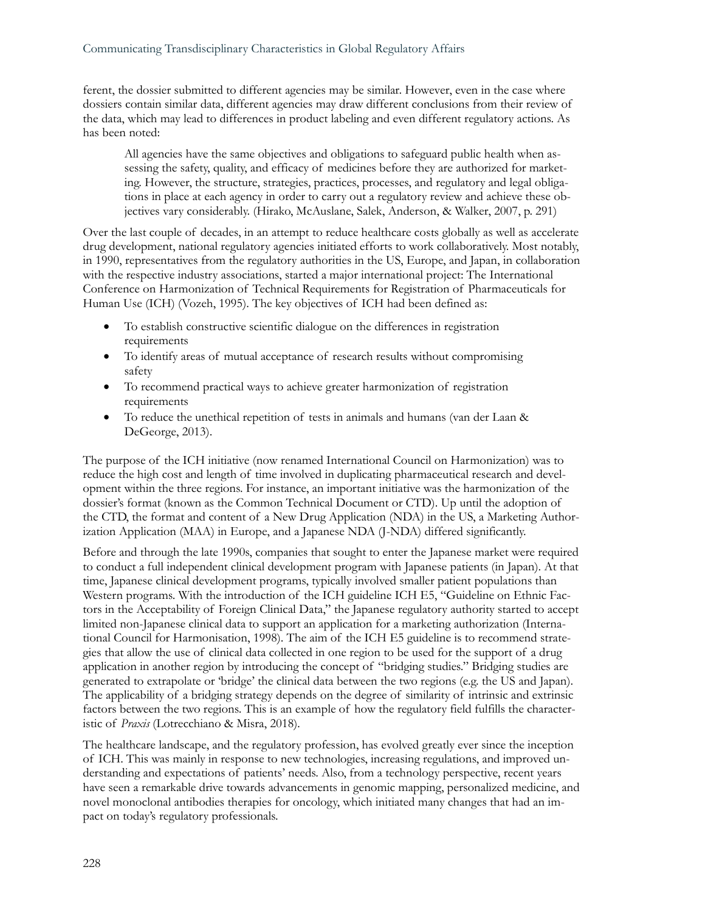ferent, the dossier submitted to different agencies may be similar. However, even in the case where dossiers contain similar data, different agencies may draw different conclusions from their review of the data, which may lead to differences in product labeling and even different regulatory actions. As has been noted:

> All agencies have the same objectives and obligations to safeguard public health when assessing the safety, quality, and efficacy of medicines before they are authorized for marketing. However, the structure, strategies, practices, processes, and regulatory and legal obligations in place at each agency in order to carry out a regulatory review and achieve these objectives vary considerably. (Hirako, McAuslane, Salek, Anderson, & Walker, 2007, p. 291)

Over the last couple of decades, in an attempt to reduce healthcare costs globally as well as accelerate drug development, national regulatory agencies initiated efforts to work collaboratively. Most notably, in 1990, representatives from the regulatory authorities in the US, Europe, and Japan, in collaboration with the respective industry associations, started a major international project: The International Conference on Harmonization of Technical Requirements for Registration of Pharmaceuticals for Human Use (ICH) (Vozeh, 1995). The key objectives of ICH had been defined as:

- To establish constructive scientific dialogue on the differences in registration requirements
- To identify areas of mutual acceptance of research results without compromising safety
- To recommend practical ways to achieve greater harmonization of registration requirements
- To reduce the unethical repetition of tests in animals and humans (van der Laan & DeGeorge, 2013).

The purpose of the ICH initiative (now renamed International Council on Harmonization) was to reduce the high cost and length of time involved in duplicating pharmaceutical research and development within the three regions. For instance, an important initiative was the harmonization of the dossier's format (known as the Common Technical Document or CTD). Up until the adoption of the CTD, the format and content of a New Drug Application (NDA) in the US, a Marketing Authorization Application (MAA) in Europe, and a Japanese NDA (J-NDA) differed significantly.

Before and through the late 1990s, companies that sought to enter the Japanese market were required to conduct a full independent clinical development program with Japanese patients (in Japan). At that time, Japanese clinical development programs, typically involved smaller patient populations than Western programs. With the introduction of the ICH guideline ICH E5, "Guideline on Ethnic Factors in the Acceptability of Foreign Clinical Data," the Japanese regulatory authority started to accept limited non-Japanese clinical data to support an application for a marketing authorization (International Council for Harmonisation, 1998). The aim of the ICH E5 guideline is to recommend strategies that allow the use of clinical data collected in one region to be used for the support of a drug application in another region by introducing the concept of "bridging studies." Bridging studies are generated to extrapolate or 'bridge' the clinical data between the two regions (e.g. the US and Japan). The applicability of a bridging strategy depends on the degree of similarity of intrinsic and extrinsic factors between the two regions. This is an example of how the regulatory field fulfills the characteristic of *Praxis* (Lotrecchiano & Misra, 2018).

The healthcare landscape, and the regulatory profession, has evolved greatly ever since the inception of ICH. This was mainly in response to new technologies, increasing regulations, and improved understanding and expectations of patients' needs. Also, from a technology perspective, recent years have seen a remarkable drive towards advancements in genomic mapping, personalized medicine, and novel monoclonal antibodies therapies for oncology, which initiated many changes that had an impact on today's regulatory professionals.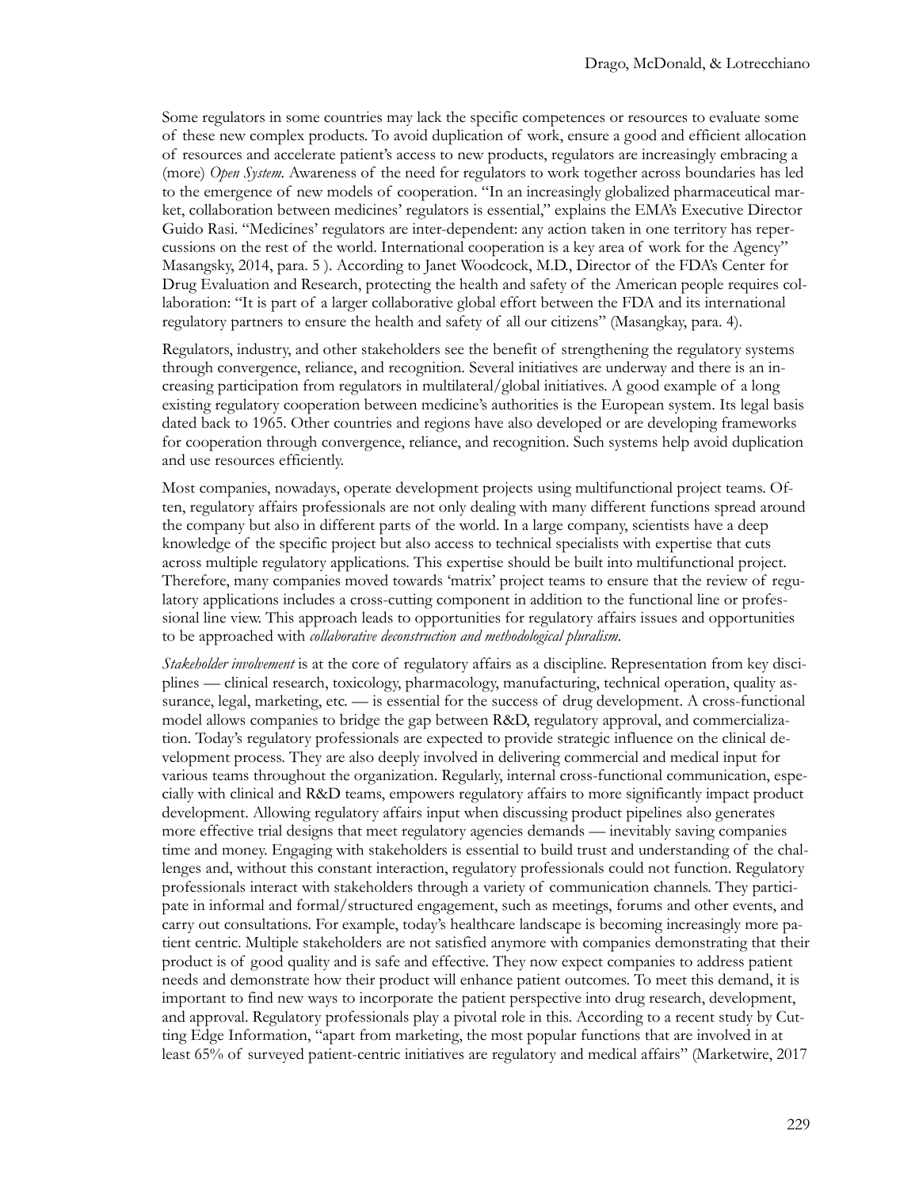Some regulators in some countries may lack the specific competences or resources to evaluate some of these new complex products. To avoid duplication of work, ensure a good and efficient allocation of resources and accelerate patient's access to new products, regulators are increasingly embracing a (more) *Open System*. Awareness of the need for regulators to work together across boundaries has led to the emergence of new models of cooperation. "In an increasingly globalized pharmaceutical market, collaboration between medicines' regulators is essential," explains the EMA's Executive Director Guido Rasi. "Medicines' regulators are inter-dependent: any action taken in one territory has repercussions on the rest of the world. International cooperation is a key area of work for the Agency" Masangsky, 2014, para. 5 ). According to Janet Woodcock, M.D., Director of the FDA's Center for Drug Evaluation and Research, protecting the health and safety of the American people requires collaboration: "It is part of a larger collaborative global effort between the FDA and its international regulatory partners to ensure the health and safety of all our citizens" (Masangkay, para. 4).

Regulators, industry, and other stakeholders see the benefit of strengthening the regulatory systems through convergence, reliance, and recognition. Several initiatives are underway and there is an increasing participation from regulators in multilateral/global initiatives. A good example of a long existing regulatory cooperation between medicine's authorities is the European system. Its legal basis dated back to 1965. Other countries and regions have also developed or are developing frameworks for cooperation through convergence, reliance, and recognition. Such systems help avoid duplication and use resources efficiently.

Most companies, nowadays, operate development projects using multifunctional project teams. Often, regulatory affairs professionals are not only dealing with many different functions spread around the company but also in different parts of the world. In a large company, scientists have a deep knowledge of the specific project but also access to technical specialists with expertise that cuts across multiple regulatory applications. This expertise should be built into multifunctional project. Therefore, many companies moved towards 'matrix' project teams to ensure that the review of regulatory applications includes a cross-cutting component in addition to the functional line or professional line view. This approach leads to opportunities for regulatory affairs issues and opportunities to be approached with *collaborative deconstruction and methodological pluralism*.

*Stakeholder involvement* is at the core of regulatory affairs as a discipline. Representation from key disciplines — clinical research, toxicology, pharmacology, manufacturing, technical operation, quality assurance, legal, marketing, etc. — is essential for the success of drug development. A cross-functional model allows companies to bridge the gap between R&D, regulatory approval, and commercialization. Today's regulatory professionals are expected to provide strategic influence on the clinical development process. They are also deeply involved in delivering commercial and medical input for various teams throughout the organization. Regularly, internal cross-functional communication, especially with clinical and R&D teams, empowers regulatory affairs to more significantly impact product development. Allowing regulatory affairs input when discussing product pipelines also generates more effective trial designs that meet regulatory agencies demands — inevitably saving companies time and money. Engaging with stakeholders is essential to build trust and understanding of the challenges and, without this constant interaction, regulatory professionals could not function. Regulatory professionals interact with stakeholders through a variety of communication channels. They participate in informal and formal/structured engagement, such as meetings, forums and other events, and carry out consultations. For example, today's healthcare landscape is becoming increasingly more patient centric. Multiple stakeholders are not satisfied anymore with companies demonstrating that their product is of good quality and is safe and effective. They now expect companies to address patient needs and demonstrate how their product will enhance patient outcomes. To meet this demand, it is important to find new ways to incorporate the patient perspective into drug research, development, and approval. Regulatory professionals play a pivotal role in this. According to a recent study by Cutting Edge Information, "apart from marketing, the most popular functions that are involved in at least 65% of surveyed patient-centric initiatives are regulatory and medical affairs" (Marketwire, 2017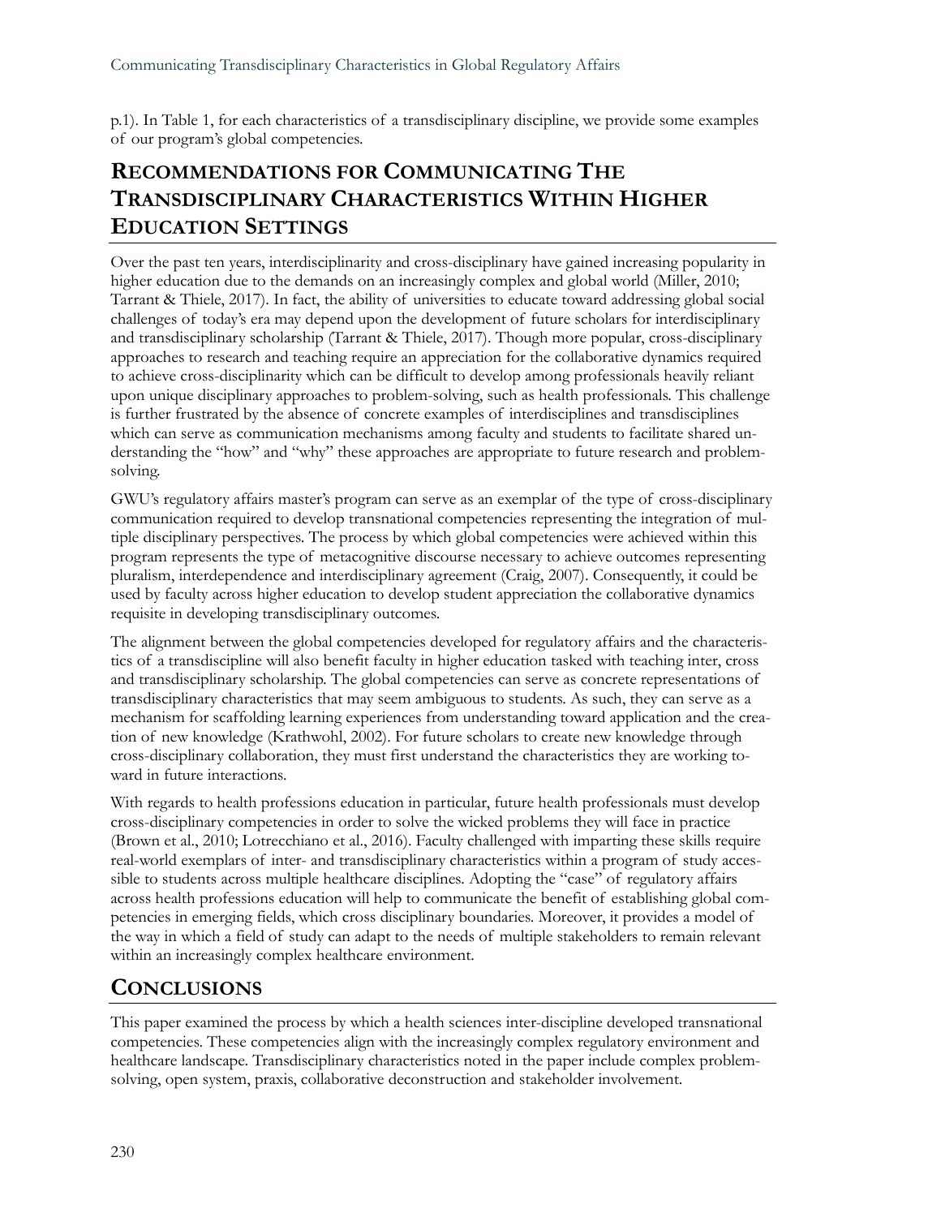p.1). In Table 1, for each characteristics of a transdisciplinary discipline, we provide some examples of our program's global competencies.

## Recommendations for Communicating The Transdisciplinary Characteristics Within Higher Education Settings

Over the past ten years, interdisciplinarity and cross-disciplinary have gained increasing popularity in higher education due to the demands on an increasingly complex and global world (Miller, 2010; Tarrant & Thiele, 2017). In fact, the ability of universities to educate toward addressing global social challenges of today's era may depend upon the development of future scholars for interdisciplinary and transdisciplinary scholarship (Tarrant & Thiele, 2017). Though more popular, cross-disciplinary approaches to research and teaching require an appreciation for the collaborative dynamics required to achieve cross-disciplinarity which can be difficult to develop among professionals heavily reliant upon unique disciplinary approaches to problem-solving, such as health professionals. This challenge is further frustrated by the absence of concrete examples of interdisciplines and transdisciplines which can serve as communication mechanisms among faculty and students to facilitate shared understanding the "how" and "why" these approaches are appropriate to future research and problem-solving.

GWU's regulatory affairs master's program can serve as an exemplar of the type of cross-disciplinary communication required to develop transnational competencies representing the integration of multiple disciplinary perspectives. The process by which global competencies were achieved within this program represents the type of metacognitive discourse necessary to achieve outcomes representing pluralism, interdependence and interdisciplinary agreement (Craig, 2007). Consequently, it could be used by faculty across higher education to develop student appreciation the collaborative dynamics requisite in developing transdisciplinary outcomes.

The alignment between the global competencies developed for regulatory affairs and the characteristics of a transdiscipline will also benefit faculty in higher education tasked with teaching inter, cross and transdisciplinary scholarship. The global competencies can serve as concrete representations of transdisciplinary characteristics that may seem ambiguous to students. As such, they can serve as a mechanism for scaffolding learning experiences from understanding toward application and the creation of new knowledge (Krathwohl, 2002). For future scholars to create new knowledge through cross-disciplinary collaboration, they must first understand the characteristics they are working toward in future interactions.

With regards to health professions education in particular, future health professionals must develop cross-disciplinary competencies in order to solve the wicked problems they will face in practice (Brown et al., 2010; Lotrecchiano et al., 2016). Faculty challenged with imparting these skills require real-world exemplars of inter- and transdisciplinary characteristics within a program of study accessible to students across multiple healthcare disciplines. Adopting the "case" of regulatory affairs across health professions education will help to communicate the benefit of establishing global competencies in emerging fields, which cross disciplinary boundaries. Moreover, it provides a model of the way in which a field of study can adapt to the needs of multiple stakeholders to remain relevant within an increasingly complex healthcare environment.

## Conclusions

This paper examined the process by which a health sciences inter-discipline developed transnational competencies. These competencies align with the increasingly complex regulatory environment and healthcare landscape. Transdisciplinary characteristics noted in the paper include complex problem-solving, open system, praxis, collaborative deconstruction and stakeholder involvement.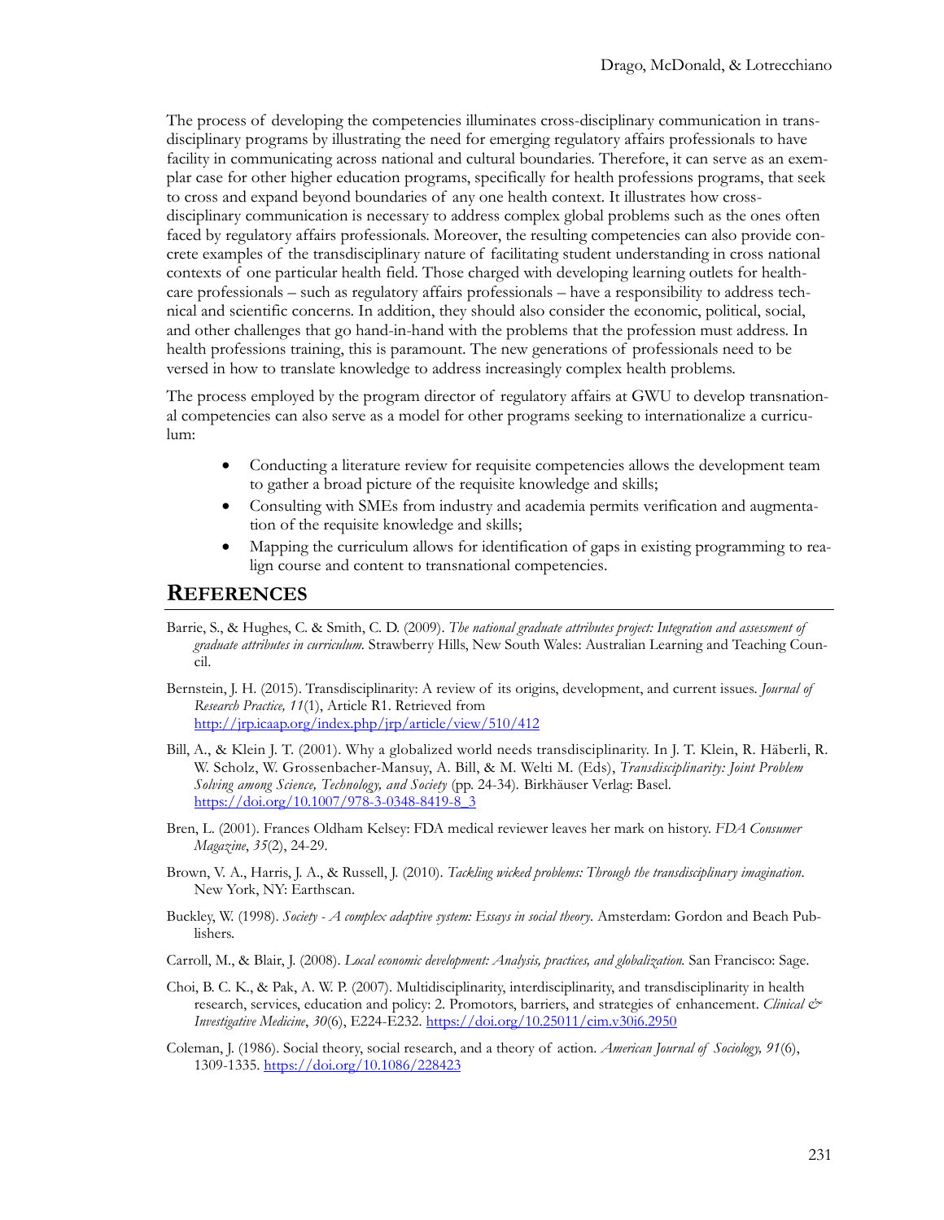The process of developing the competencies illuminates cross-disciplinary communication in transdisciplinary programs by illustrating the need for emerging regulatory affairs professionals to have facility in communicating across national and cultural boundaries. Therefore, it can serve as an exemplar case for other higher education programs, specifically for health professions programs, that seek to cross and expand beyond boundaries of any one health context. It illustrates how cross-disciplinary communication is necessary to address complex global problems such as the ones often faced by regulatory affairs professionals. Moreover, the resulting competencies can also provide concrete examples of the transdisciplinary nature of facilitating student understanding in cross national contexts of one particular health field. Those charged with developing learning outlets for healthcare professionals – such as regulatory affairs professionals – have a responsibility to address technical and scientific concerns. In addition, they should also consider the economic, political, social, and other challenges that go hand-in-hand with the problems that the profession must address. In health professions training, this is paramount. The new generations of professionals need to be versed in how to translate knowledge to address increasingly complex health problems.

The process employed by the program director of regulatory affairs at GWU to develop transnational competencies can also serve as a model for other programs seeking to internationalize a curriculum:

- Conducting a literature review for requisite competencies allows the development team to gather a broad picture of the requisite knowledge and skills;
- Consulting with SMEs from industry and academia permits verification and augmentation of the requisite knowledge and skills;
- Mapping the curriculum allows for identification of gaps in existing programming to realign course and content to transnational competencies.

## REFERENCES

Barrie, S., & Hughes, C. & Smith, C. D. (2009). *The national graduate attributes project: Integration and assessment of graduate attributes in curriculum.* Strawberry Hills, New South Wales: Australian Learning and Teaching Council.

Bernstein, J. H. (2015). Transdisciplinarity: A review of its origins, development, and current issues. *Journal of Research Practice, 11*(1), Article R1. Retrieved from http://jrp.icaap.org/index.php/jrp/article/view/510/412

Bill, A., & Klein J. T. (2001). Why a globalized world needs transdisciplinarity. In J. T. Klein, R. Häberli, R. W. Scholz, W. Grossenbacher-Mansuy, A. Bill, & M. Welti M. (Eds), *Transdisciplinarity: Joint Problem Solving among Science, Technology, and Society* (pp. 24-34). Birkhäuser Verlag: Basel. https://doi.org/10.1007/978-3-0348-8419-8_3

Bren, L. (2001). Frances Oldham Kelsey: FDA medical reviewer leaves her mark on history. *FDA Consumer Magazine*, *35*(2), 24-29.

Brown, V. A., Harris, J. A., & Russell, J. (2010). *Tackling wicked problems: Through the transdisciplinary imagination*. New York, NY: Earthscan.

Buckley, W. (1998). *Society - A complex adaptive system: Essays in social theory*. Amsterdam: Gordon and Beach Publishers.

Carroll, M., & Blair, J. (2008). *Local economic development: Analysis, practices, and globalization.* San Francisco: Sage.

Choi, B. C. K., & Pak, A. W. P. (2007). Multidisciplinarity, interdisciplinarity, and transdisciplinarity in health research, services, education and policy: 2. Promotors, barriers, and strategies of enhancement. *Clinical & Investigative Medicine*, *30*(6), E224-E232. https://doi.org/10.25011/cim.v30i6.2950

Coleman, J. (1986). Social theory, social research, and a theory of action. *American Journal of Sociology, 91*(6), 1309-1335. https://doi.org/10.1086/228423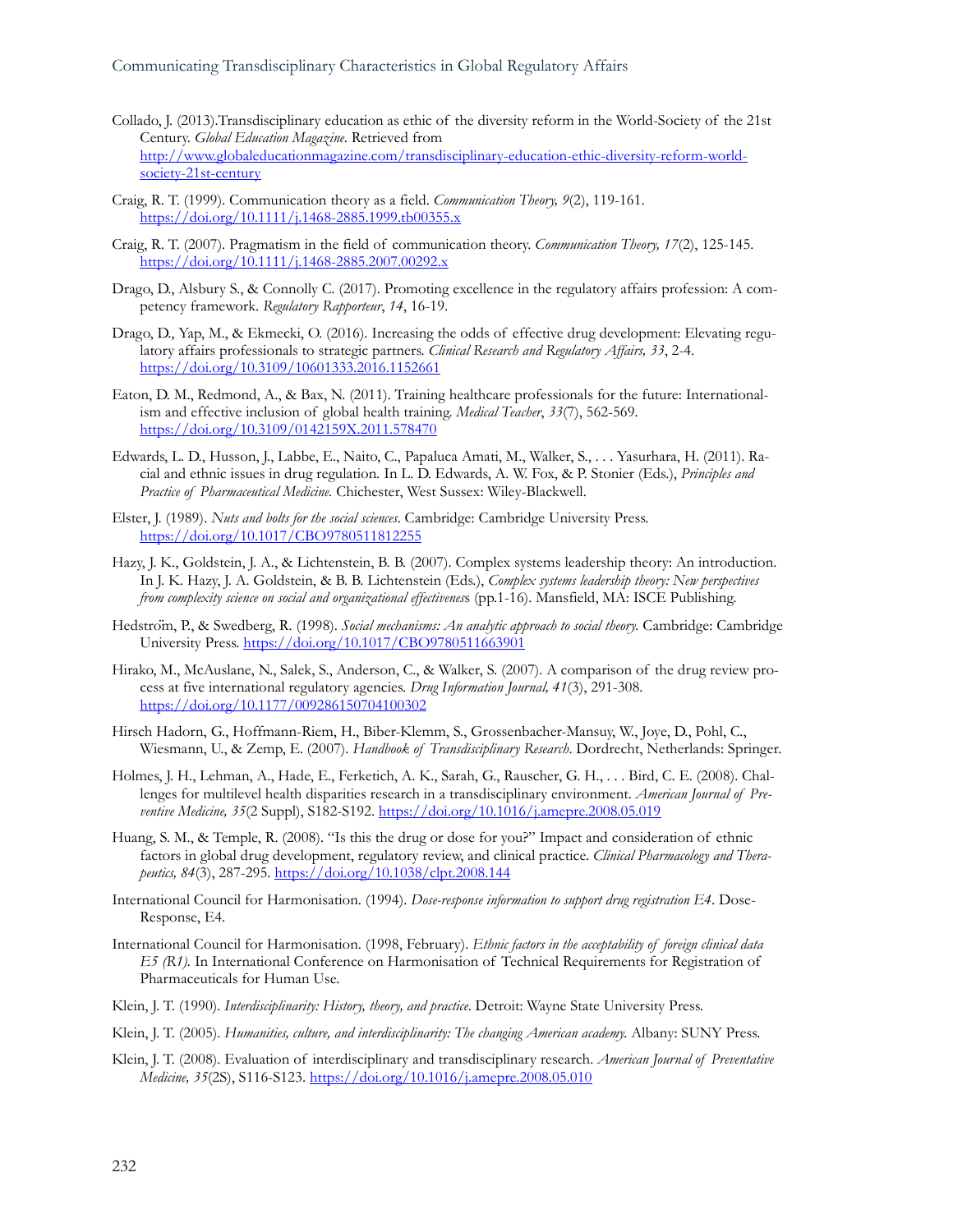Collado, J. (2013).Transdisciplinary education as ethic of the diversity reform in the World-Society of the 21st Century. *Global Education Magazine*. Retrieved from http://www.globaleducationmagazine.com/transdisciplinary-education-ethic-diversity-reform-world-society-21st-century

Craig, R. T. (1999). Communication theory as a field. *Communication Theory, 9*(2), 119-161. https://doi.org/10.1111/j.1468-2885.1999.tb00355.x

Craig, R. T. (2007). Pragmatism in the field of communication theory. *Communication Theory, 17*(2), 125-145. https://doi.org/10.1111/j.1468-2885.2007.00292.x

Drago, D., Alsbury S., & Connolly C. (2017). Promoting excellence in the regulatory affairs profession: A competency framework. *Regulatory Rapporteur*, *14*, 16-19.

Drago, D., Yap, M., & Ekmecki, O. (2016). Increasing the odds of effective drug development: Elevating regulatory affairs professionals to strategic partners. *Clinical Research and Regulatory Affairs, 33*, 2-4. https://doi.org/10.3109/10601333.2016.1152661

Eaton, D. M., Redmond, A., & Bax, N. (2011). Training healthcare professionals for the future: Internationalism and effective inclusion of global health training. *Medical Teacher*, *33*(7), 562-569. https://doi.org/10.3109/0142159X.2011.578470

Edwards, L. D., Husson, J., Labbe, E., Naito, C., Papaluca Amati, M., Walker, S., . . . Yasurhara, H. (2011). Racial and ethnic issues in drug regulation. In L. D. Edwards, A. W. Fox, & P. Stonier (Eds.), *Principles and Practice of Pharmaceutical Medicine.* Chichester, West Sussex: Wiley-Blackwell.

Elster, J. (1989). *Nuts and bolts for the social sciences*. Cambridge: Cambridge University Press. https://doi.org/10.1017/CBO9780511812255

Hazy, J. K., Goldstein, J. A., & Lichtenstein, B. B. (2007). Complex systems leadership theory: An introduction. In J. K. Hazy, J. A. Goldstein, & B. B. Lichtenstein (Eds.), *Complex systems leadership theory: New perspectives from complexity science on social and organizational effectivenes*s (pp.1-16). Mansfield, MA: ISCE Publishing.

Hedström, P., & Swedberg, R. (1998). *Social mechanisms: An analytic approach to social theory.* Cambridge: Cambridge University Press. https://doi.org/10.1017/CBO9780511663901

Hirako, M., McAuslane, N., Salek, S., Anderson, C., & Walker, S. (2007). A comparison of the drug review process at five international regulatory agencies. *Drug Information Journal, 41*(3), 291-308. https://doi.org/10.1177/009286150704100302

Hirsch Hadorn, G., Hoffmann-Riem, H., Biber-Klemm, S., Grossenbacher-Mansuy, W., Joye, D., Pohl, C., Wiesmann, U., & Zemp, E. (2007). *Handbook of Transdisciplinary Research*. Dordrecht, Netherlands: Springer.

Holmes, J. H., Lehman, A., Hade, E., Ferketich, A. K., Sarah, G., Rauscher, G. H., . . . Bird, C. E. (2008). Challenges for multilevel health disparities research in a transdisciplinary environment. *American Journal of Preventive Medicine, 35*(2 Suppl), S182-S192. https://doi.org/10.1016/j.amepre.2008.05.019

Huang, S. M., & Temple, R. (2008). "Is this the drug or dose for you?" Impact and consideration of ethnic factors in global drug development, regulatory review, and clinical practice. *Clinical Pharmacology and Therapeutics, 84*(3), 287-295. https://doi.org/10.1038/clpt.2008.144

International Council for Harmonisation. (1994). *Dose-response information to support drug registration E4*. Dose-Response, E4.

International Council for Harmonisation. (1998, February). *Ethnic factors in the acceptability of foreign clinical data E5 (R1).* In International Conference on Harmonisation of Technical Requirements for Registration of Pharmaceuticals for Human Use.

Klein, J. T. (1990). *Interdisciplinarity: History, theory, and practice*. Detroit: Wayne State University Press.

Klein, J. T. (2005). *Humanities, culture, and interdisciplinarity: The changing American academy.* Albany: SUNY Press.

Klein, J. T. (2008). Evaluation of interdisciplinary and transdisciplinary research. *American Journal of Preventative Medicine, 35*(2S), S116-S123. https://doi.org/10.1016/j.amepre.2008.05.010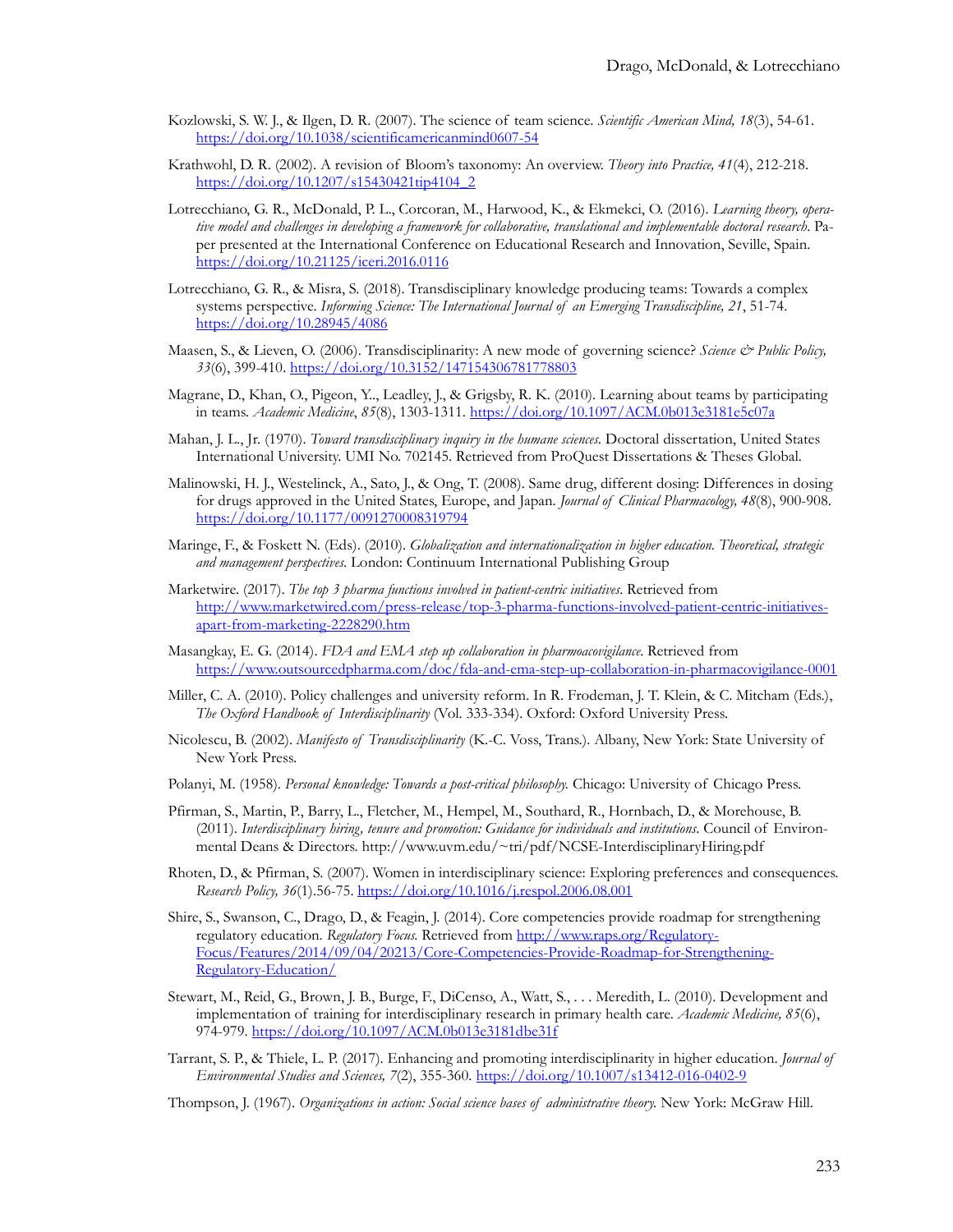Kozlowski, S. W. J., & Ilgen, D. R. (2007). The science of team science. *Scientific American Mind, 18*(3), 54-61. https://doi.org/10.1038/scientificamericanmind0607-54

Krathwohl, D. R. (2002). A revision of Bloom's taxonomy: An overview. *Theory into Practice, 41*(4), 212-218. https://doi.org/10.1207/s15430421tip4104_2

Lotrecchiano, G. R., McDonald, P. L., Corcoran, M., Harwood, K., & Ekmekci, O. (2016). *Learning theory, operative model and challenges in developing a framework for collaborative, translational and implementable doctoral research*. Paper presented at the International Conference on Educational Research and Innovation, Seville, Spain. https://doi.org/10.21125/iceri.2016.0116

Lotrecchiano, G. R., & Misra, S. (2018). Transdisciplinary knowledge producing teams: Towards a complex systems perspective. *Informing Science: The International Journal of an Emerging Transdiscipline, 21*, 51-74. https://doi.org/10.28945/4086

Maasen, S., & Lieven, O. (2006). Transdisciplinarity: A new mode of governing science? *Science & Public Policy, 33*(6), 399-410. https://doi.org/10.3152/147154306781778803

Magrane, D., Khan, O., Pigeon, Y.., Leadley, J., & Grigsby, R. K. (2010). Learning about teams by participating in teams. *Academic Medicine*, *85*(8), 1303-1311. https://doi.org/10.1097/ACM.0b013e3181e5c07a

Mahan, J. L., Jr. (1970). *Toward transdisciplinary inquiry in the humane sciences*. Doctoral dissertation, United States International University. UMI No. 702145. Retrieved from ProQuest Dissertations & Theses Global.

Malinowski, H. J., Westelinck, A., Sato, J., & Ong, T. (2008). Same drug, different dosing: Differences in dosing for drugs approved in the United States, Europe, and Japan. *Journal of Clinical Pharmacology, 48*(8), 900-908. https://doi.org/10.1177/0091270008319794

Maringe, F., & Foskett N. (Eds). (2010). *Globalization and internationalization in higher education. Theoretical, strategic and management perspectives.* London: Continuum International Publishing Group

Marketwire. (2017). *The top 3 pharma functions involved in patient-centric initiatives*. Retrieved from http://www.marketwired.com/press-release/top-3-pharma-functions-involved-patient-centric-initiatives-apart-from-marketing-2228290.htm

Masangkay, E. G. (2014). *FDA and EMA step up collaboration in pharmoacovigilance*. Retrieved from https://www.outsourcedpharma.com/doc/fda-and-ema-step-up-collaboration-in-pharmacovigilance-0001

Miller, C. A. (2010). Policy challenges and university reform. In R. Frodeman, J. T. Klein, & C. Mitcham (Eds.), *The Oxford Handbook of Interdisciplinarity* (Vol. 333-334). Oxford: Oxford University Press.

Nicolescu, B. (2002). *Manifesto of Transdisciplinarity* (K.-C. Voss, Trans.). Albany, New York: State University of New York Press.

Polanyi, M. (1958). *Personal knowledge: Towards a post-critical philosophy.* Chicago: University of Chicago Press.

Pfirman, S., Martin, P., Barry, L., Fletcher, M., Hempel, M., Southard, R., Hornbach, D., & Morehouse, B. (2011). *Interdisciplinary hiring, tenure and promotion: Guidance for individuals and institutions*. Council of Environmental Deans & Directors. http://www.uvm.edu/~tri/pdf/NCSE-InterdisciplinaryHiring.pdf

Rhoten, D., & Pfirman, S. (2007). Women in interdisciplinary science: Exploring preferences and consequences. *Research Policy, 36*(1).56-75. https://doi.org/10.1016/j.respol.2006.08.001

Shire, S., Swanson, C., Drago, D., & Feagin, J. (2014). Core competencies provide roadmap for strengthening regulatory education. *Regulatory Focus.* Retrieved from http://www.raps.org/Regulatory-Focus/Features/2014/09/04/20213/Core-Competencies-Provide-Roadmap-for-Strengthening-Regulatory-Education/

Stewart, M., Reid, G., Brown, J. B., Burge, F., DiCenso, A., Watt, S., . . . Meredith, L. (2010). Development and implementation of training for interdisciplinary research in primary health care. *Academic Medicine, 85*(6), 974-979. https://doi.org/10.1097/ACM.0b013e3181dbe31f

Tarrant, S. P., & Thiele, L. P. (2017). Enhancing and promoting interdisciplinarity in higher education. *Journal of Environmental Studies and Sciences, 7*(2), 355-360. https://doi.org/10.1007/s13412-016-0402-9

Thompson, J. (1967). *Organizations in action: Social science bases of administrative theory.* New York: McGraw Hill.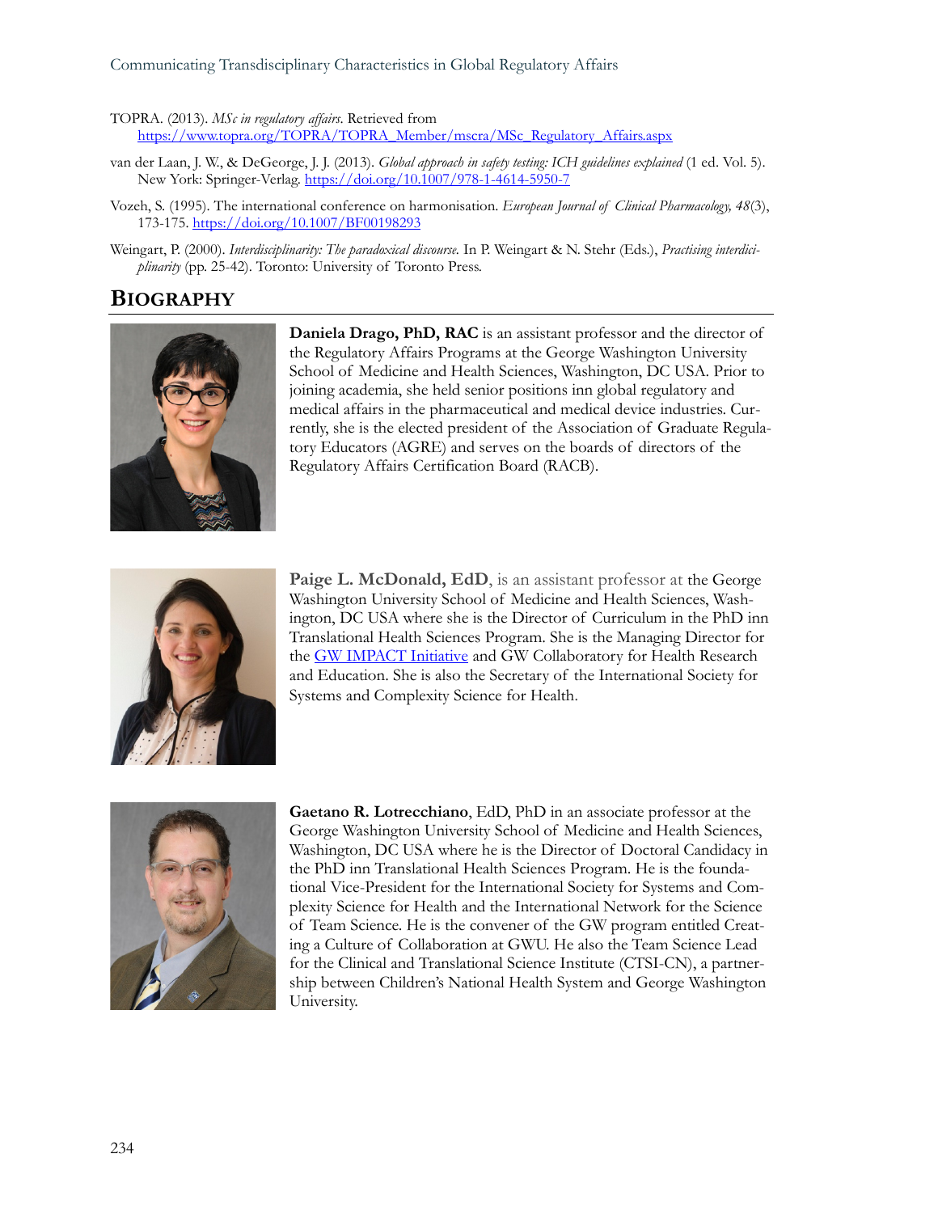TOPRA. (2013). *MSc in regulatory affairs*. Retrieved from https://www.topra.org/TOPRA/TOPRA_Member/mscra/MSc_Regulatory_Affairs.aspx

van der Laan, J. W., & DeGeorge, J. J. (2013). *Global approach in safety testing: ICH guidelines explained* (1 ed. Vol. 5). New York: Springer-Verlag. https://doi.org/10.1007/978-1-4614-5950-7

Vozeh, S. (1995). The international conference on harmonisation. *European Journal of Clinical Pharmacology, 48*(3), 173-175. https://doi.org/10.1007/BF00198293

Weingart, P. (2000). *Interdisciplinarity: The paradoxical discourse.* In P. Weingart & N. Stehr (Eds.), *Practising interdiciplinarity* (pp. 25-42). Toronto: University of Toronto Press.

## BIOGRAPHY

**Daniela Drago, PhD, RAC** is an assistant professor and the director of the Regulatory Affairs Programs at the George Washington University School of Medicine and Health Sciences, Washington, DC USA. Prior to joining academia, she held senior positions inn global regulatory and medical affairs in the pharmaceutical and medical device industries. Currently, she is the elected president of the Association of Graduate Regulatory Educators (AGRE) and serves on the boards of directors of the Regulatory Affairs Certification Board (RACB).

**Paige L. McDonald, EdD**, is an assistant professor at the George Washington University School of Medicine and Health Sciences, Washington, DC USA where she is the Director of Curriculum in the PhD inn Translational Health Sciences Program. She is the Managing Director for the GW IMPACT Initiative and GW Collaboratory for Health Research and Education. She is also the Secretary of the International Society for Systems and Complexity Science for Health.

**Gaetano R. Lotrecchiano**, EdD, PhD in an associate professor at the George Washington University School of Medicine and Health Sciences, Washington, DC USA where he is the Director of Doctoral Candidacy in the PhD inn Translational Health Sciences Program. He is the foundational Vice-President for the International Society for Systems and Complexity Science for Health and the International Network for the Science of Team Science. He is the convener of the GW program entitled Creating a Culture of Collaboration at GWU. He also the Team Science Lead for the Clinical and Translational Science Institute (CTSI-CN), a partnership between Children's National Health System and George Washington University.